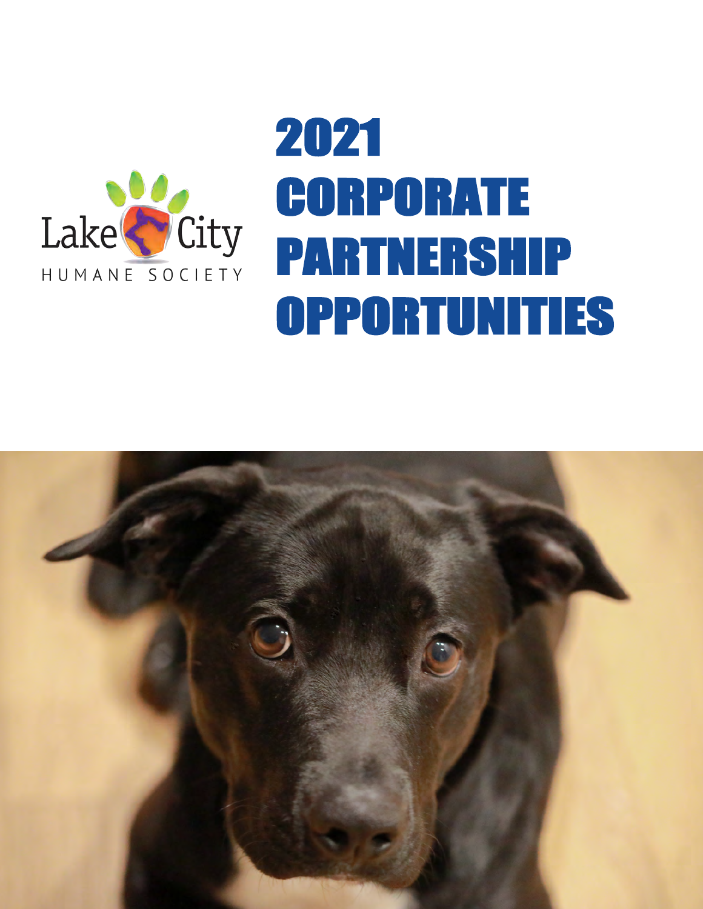Lake City

HUMANE SOCIETY

# 2021 CORPORATE PARTNERSHIP OPPORTUNITIES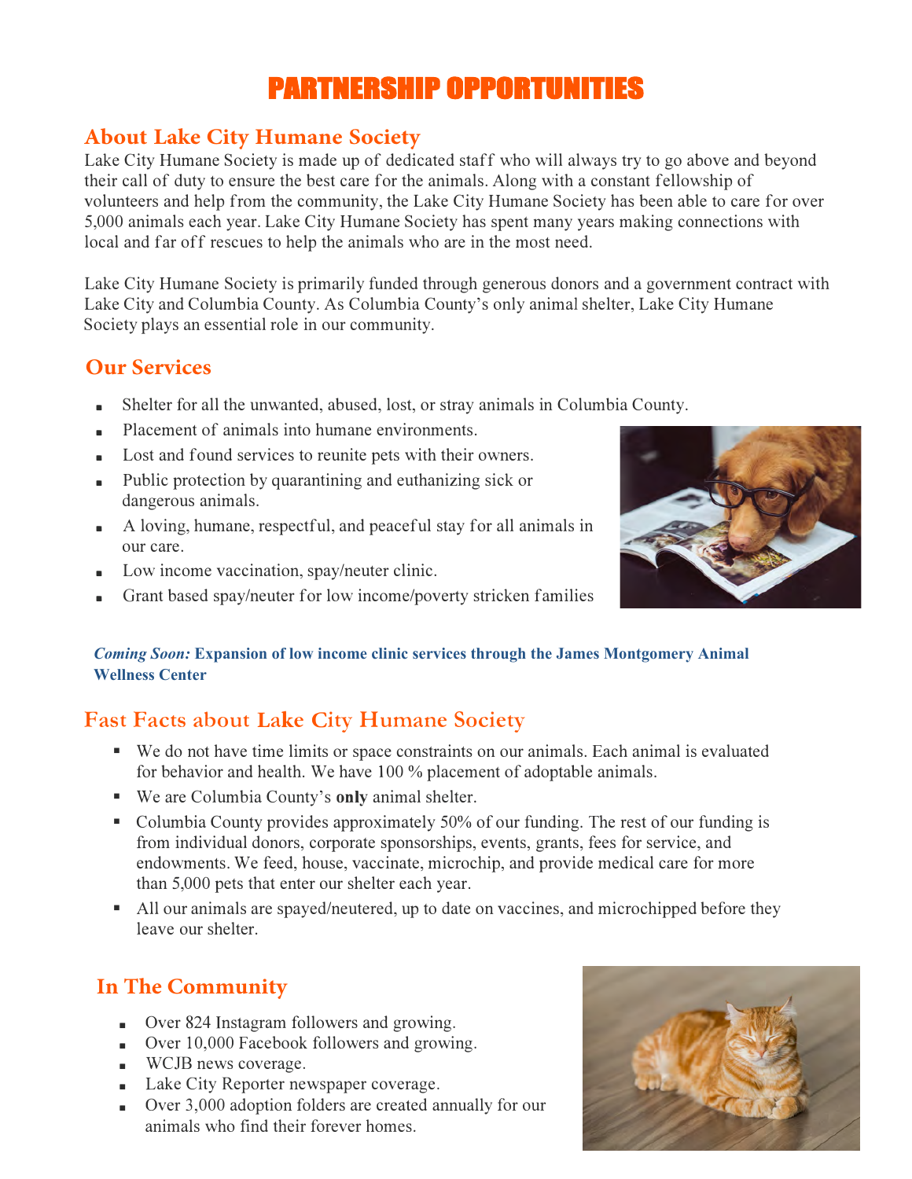# PARTNERSHIP OPPORTUNITIES

## About Lake City Humane Society

Lake City Humane Society is made up of dedicated staff who will always try to go above and beyond their call of duty to ensure the best care for the animals. Along with a constant fellowship of volunteers and help from the community, the Lake City Humane Society has been able to care for over 5,000 animals each year. Lake City Humane Society has spent many years making connections with local and far off rescues to help the animals who are in the most need.

Lake City Humane Society is primarily funded through generous donors and a government contract with Lake City and Columbia County. As Columbia County's only animal shelter, Lake City Humane Society plays an essential role in our community.

## Our Services

- Shelter for all the unwanted, abused, lost, or stray animals in Columbia County.
- Placement of animals into humane environments.
- Lost and found services to reunite pets with their owners.
- Public protection by quarantining and euthanizing sick or dangerous animals.
- A loving, humane, respectful, and peaceful stay for all animals in our care.
- Low income vaccination, spay/neuter clinic.
- Grant based spay/neuter for low income/poverty stricken families

***Coming Soon:* Expansion of low income clinic services through the James Montgomery Animal Wellness Center**

## Fast Facts about Lake City Humane Society

- We do not have time limits or space constraints on our animals. Each animal is evaluated for behavior and health. We have 100 % placement of adoptable animals.
- We are Columbia County's **only** animal shelter.
- Columbia County provides approximately 50% of our funding. The rest of our funding is from individual donors, corporate sponsorships, events, grants, fees for service, and endowments. We feed, house, vaccinate, microchip, and provide medical care for more than 5,000 pets that enter our shelter each year.
- All our animals are spayed/neutered, up to date on vaccines, and microchipped before they leave our shelter.

## In The Community

- Over 824 Instagram followers and growing.
- Over 10,000 Facebook followers and growing.
- WCJB news coverage.
- Lake City Reporter newspaper coverage.
- Over 3,000 adoption folders are created annually for our animals who find their forever homes.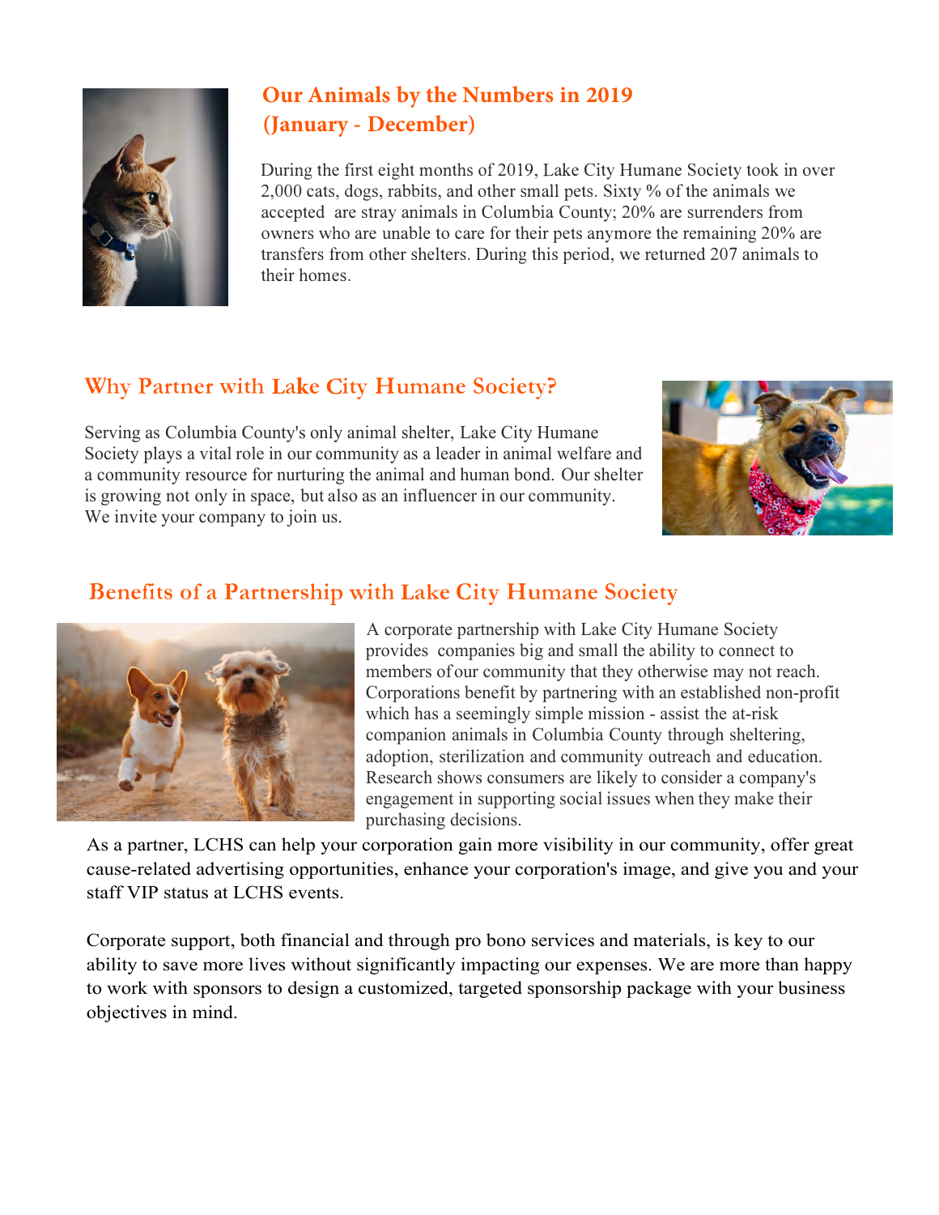## Our Animals by the Numbers in 2019 (January - December)

During the first eight months of 2019, Lake City Humane Society took in over 2,000 cats, dogs, rabbits, and other small pets. Sixty % of the animals we accepted  are stray animals in Columbia County; 20% are surrenders from owners who are unable to care for their pets anymore the remaining 20% are transfers from other shelters. During this period, we returned 207 animals to their homes.

## Why Partner with Lake City Humane Society?

Serving as Columbia County's only animal shelter, Lake City Humane Society plays a vital role in our community as a leader in animal welfare and a community resource for nurturing the animal and human bond. Our shelter is growing not only in space, but also as an influencer in our community. We invite your company to join us.

## Benefits of a Partnership with Lake City Humane Society

A corporate partnership with Lake City Humane Society provides  companies big and small the ability to connect to members of our community that they otherwise may not reach. Corporations benefit by partnering with an established non-profit which has a seemingly simple mission - assist the at-risk companion animals in Columbia County through sheltering, adoption, sterilization and community outreach and education. Research shows consumers are likely to consider a company's engagement in supporting social issues when they make their purchasing decisions.

As a partner, LCHS can help your corporation gain more visibility in our community, offer great cause-related advertising opportunities, enhance your corporation's image, and give you and your staff VIP status at LCHS events.

Corporate support, both financial and through pro bono services and materials, is key to our ability to save more lives without significantly impacting our expenses. We are more than happy to work with sponsors to design a customized, targeted sponsorship package with your business objectives in mind.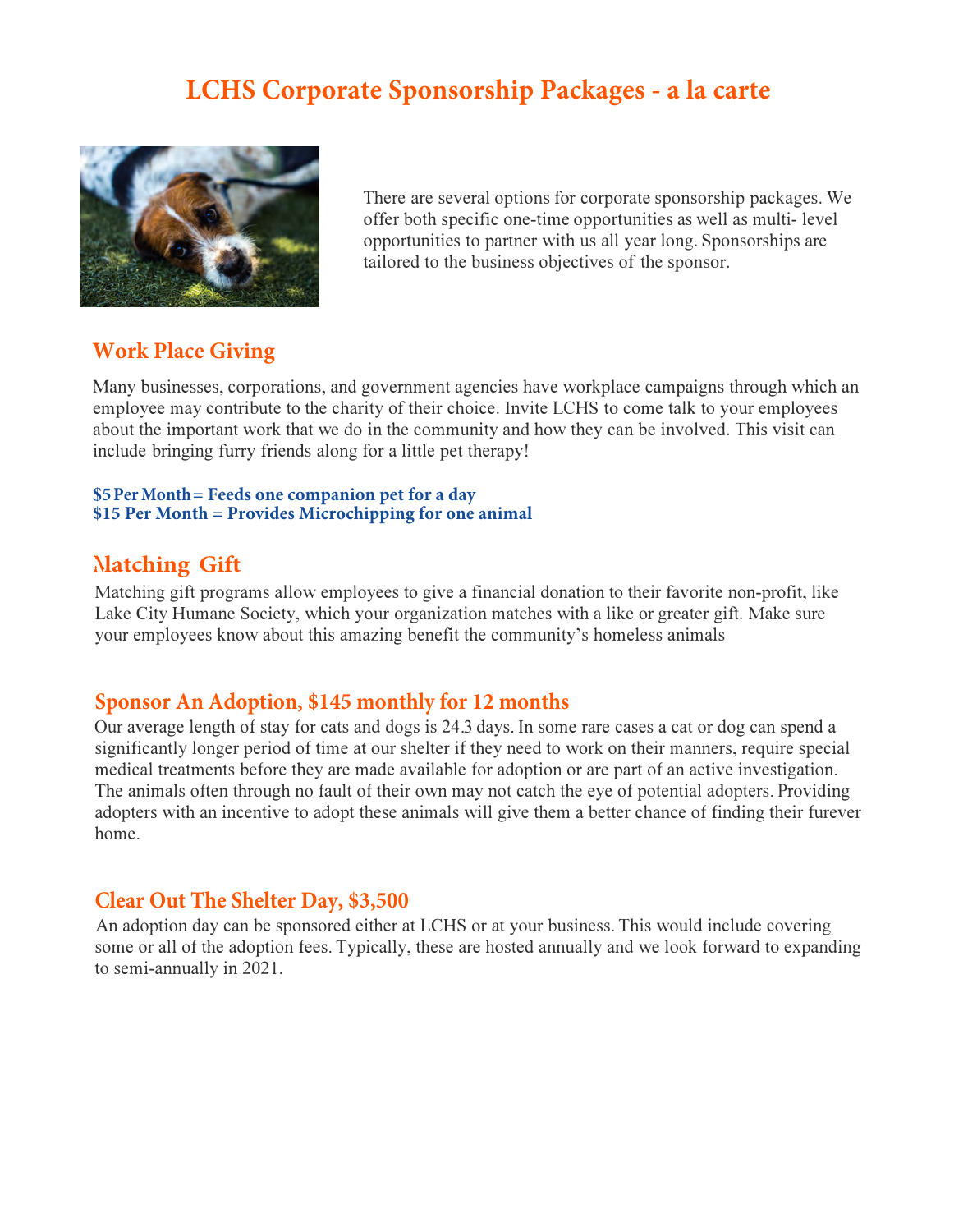# LCHS Corporate Sponsorship Packages - a la carte

There are several options for corporate sponsorship packages. We offer both specific one-time opportunities as well as multi- level opportunities to partner with us all year long. Sponsorships are tailored to the business objectives of the sponsor.

## Work Place Giving

Many businesses, corporations, and government agencies have workplace campaigns through which an employee may contribute to the charity of their choice. Invite LCHS to come talk to your employees about the important work that we do in the community and how they can be involved. This visit can include bringing furry friends along for a little pet therapy!

**$5 Per Month = Feeds one companion pet for a day**
**$15 Per Month = Provides Microchipping for one animal**

## Matching Gift

Matching gift programs allow employees to give a financial donation to their favorite non-profit, like Lake City Humane Society, which your organization matches with a like or greater gift. Make sure your employees know about this amazing benefit the community's homeless animals

## Sponsor An Adoption, $145 monthly for 12 months

Our average length of stay for cats and dogs is 24.3 days. In some rare cases a cat or dog can spend a significantly longer period of time at our shelter if they need to work on their manners, require special medical treatments before they are made available for adoption or are part of an active investigation. The animals often through no fault of their own may not catch the eye of potential adopters. Providing adopters with an incentive to adopt these animals will give them a better chance of finding their furever home.

## Clear Out The Shelter Day, $3,500

An adoption day can be sponsored either at LCHS or at your business. This would include covering some or all of the adoption fees. Typically, these are hosted annually and we look forward to expanding to semi-annually in 2021.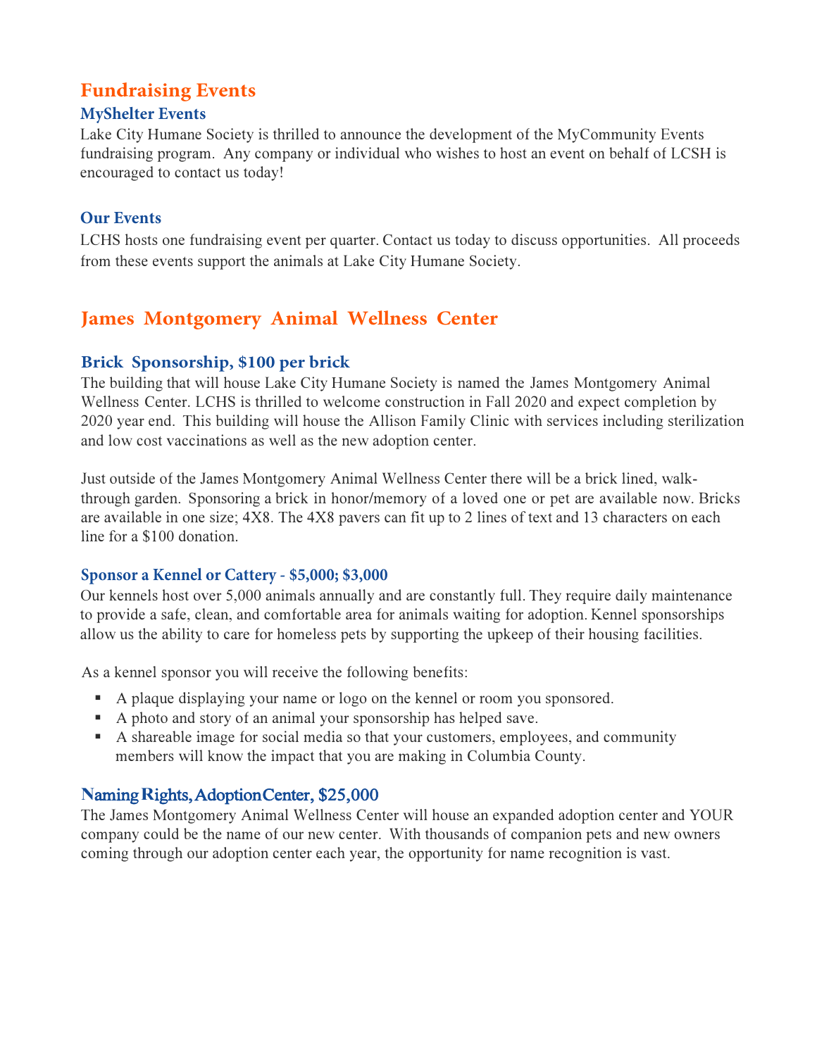## Fundraising Events

### MyShelter Events

Lake City Humane Society is thrilled to announce the development of the MyCommunity Events fundraising program. Any company or individual who wishes to host an event on behalf of LCSH is encouraged to contact us today!

### Our Events

LCHS hosts one fundraising event per quarter. Contact us today to discuss opportunities. All proceeds from these events support the animals at Lake City Humane Society.

## James Montgomery Animal Wellness Center

### Brick Sponsorship, $100 per brick

The building that will house Lake City Humane Society is named the James Montgomery Animal Wellness Center. LCHS is thrilled to welcome construction in Fall 2020 and expect completion by 2020 year end. This building will house the Allison Family Clinic with services including sterilization and low cost vaccinations as well as the new adoption center.

Just outside of the James Montgomery Animal Wellness Center there will be a brick lined, walk-through garden. Sponsoring a brick in honor/memory of a loved one or pet are available now. Bricks are available in one size; 4X8. The 4X8 pavers can fit up to 2 lines of text and 13 characters on each line for a $100 donation.

### Sponsor a Kennel or Cattery - $5,000; $3,000

Our kennels host over 5,000 animals annually and are constantly full. They require daily maintenance to provide a safe, clean, and comfortable area for animals waiting for adoption. Kennel sponsorships allow us the ability to care for homeless pets by supporting the upkeep of their housing facilities.

As a kennel sponsor you will receive the following benefits:

- A plaque displaying your name or logo on the kennel or room you sponsored.
- A photo and story of an animal your sponsorship has helped save.
- A shareable image for social media so that your customers, employees, and community members will know the impact that you are making in Columbia County.

### Naming Rights, Adoption Center, $25,000

The James Montgomery Animal Wellness Center will house an expanded adoption center and YOUR company could be the name of our new center. With thousands of companion pets and new owners coming through our adoption center each year, the opportunity for name recognition is vast.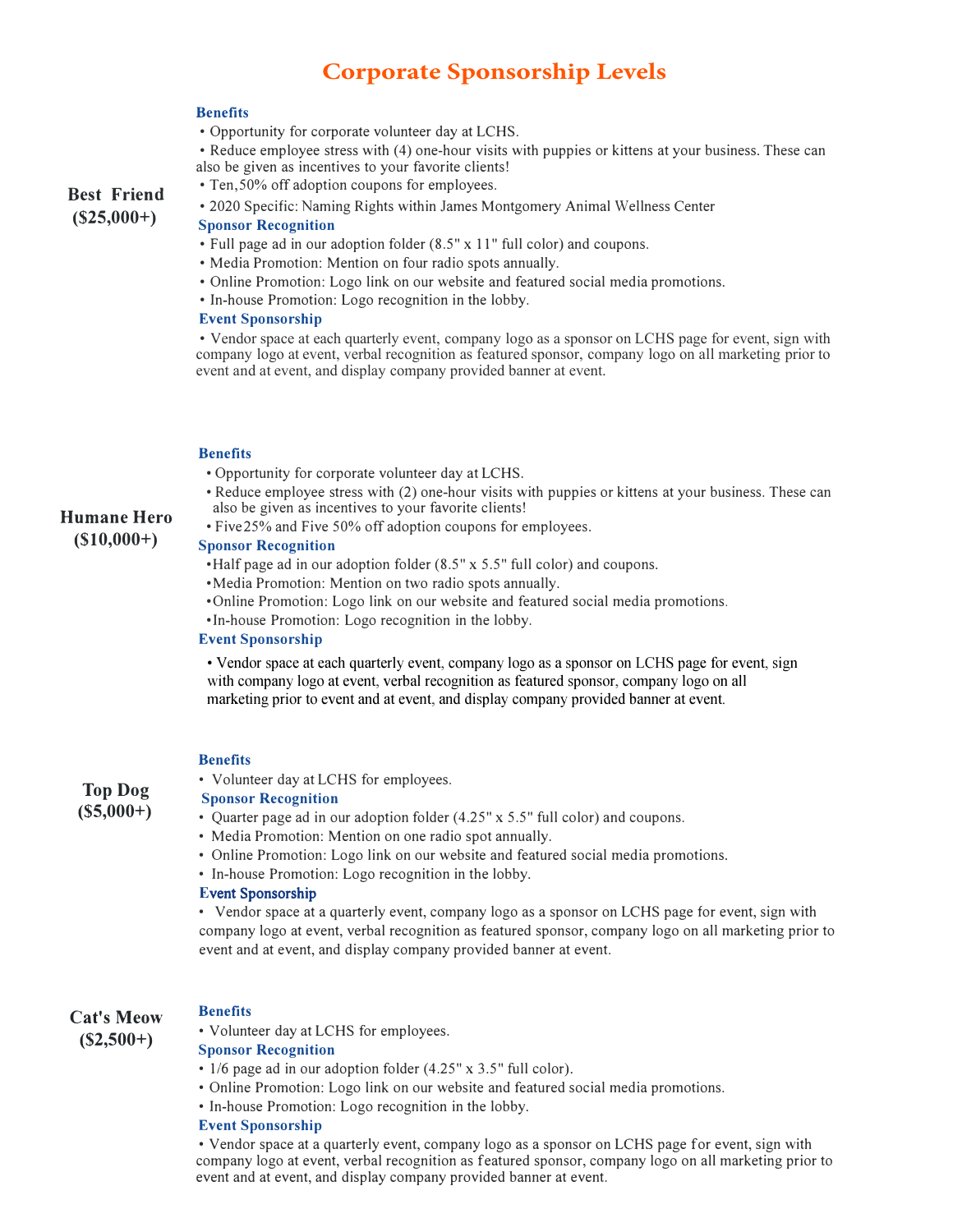# Corporate Sponsorship Levels

## Best Friend ($25,000+)

### Benefits

- Opportunity for corporate volunteer day at LCHS.
- Reduce employee stress with (4) one-hour visits with puppies or kittens at your business. These can also be given as incentives to your favorite clients!
- Ten,50% off adoption coupons for employees.
- 2020 Specific: Naming Rights within James Montgomery Animal Wellness Center

### Sponsor Recognition

- Full page ad in our adoption folder (8.5" x 11" full color) and coupons.
- Media Promotion: Mention on four radio spots annually.
- Online Promotion: Logo link on our website and featured social media promotions.
- In-house Promotion: Logo recognition in the lobby.

### Event Sponsorship

- Vendor space at each quarterly event, company logo as a sponsor on LCHS page for event, sign with company logo at event, verbal recognition as featured sponsor, company logo on all marketing prior to event and at event, and display company provided banner at event.

## Humane Hero ($10,000+)

### Benefits

- Opportunity for corporate volunteer day at LCHS.
- Reduce employee stress with (2) one-hour visits with puppies or kittens at your business. These can also be given as incentives to your favorite clients!
- Five25% and Five 50% off adoption coupons for employees.

### Sponsor Recognition

- Half page ad in our adoption folder (8.5" x 5.5" full color) and coupons.
- Media Promotion: Mention on two radio spots annually.
- Online Promotion: Logo link on our website and featured social media promotions.
- In-house Promotion: Logo recognition in the lobby.

### Event Sponsorship

- Vendor space at each quarterly event, company logo as a sponsor on LCHS page for event, sign with company logo at event, verbal recognition as featured sponsor, company logo on all marketing prior to event and at event, and display company provided banner at event.

## Top Dog ($5,000+)

### Benefits

- Volunteer day at LCHS for employees.

### Sponsor Recognition

- Quarter page ad in our adoption folder (4.25" x 5.5" full color) and coupons.
- Media Promotion: Mention on one radio spot annually.
- Online Promotion: Logo link on our website and featured social media promotions.
- In-house Promotion: Logo recognition in the lobby.

### Event Sponsorship

- Vendor space at a quarterly event, company logo as a sponsor on LCHS page for event, sign with company logo at event, verbal recognition as featured sponsor, company logo on all marketing prior to event and at event, and display company provided banner at event.

## Cat's Meow ($2,500+)

### Benefits

- Volunteer day at LCHS for employees.

### Sponsor Recognition

- 1/6 page ad in our adoption folder (4.25" x 3.5" full color).
- Online Promotion: Logo link on our website and featured social media promotions.
- In-house Promotion: Logo recognition in the lobby.

### Event Sponsorship

- Vendor space at a quarterly event, company logo as a sponsor on LCHS page for event, sign with company logo at event, verbal recognition as featured sponsor, company logo on all marketing prior to event and at event, and display company provided banner at event.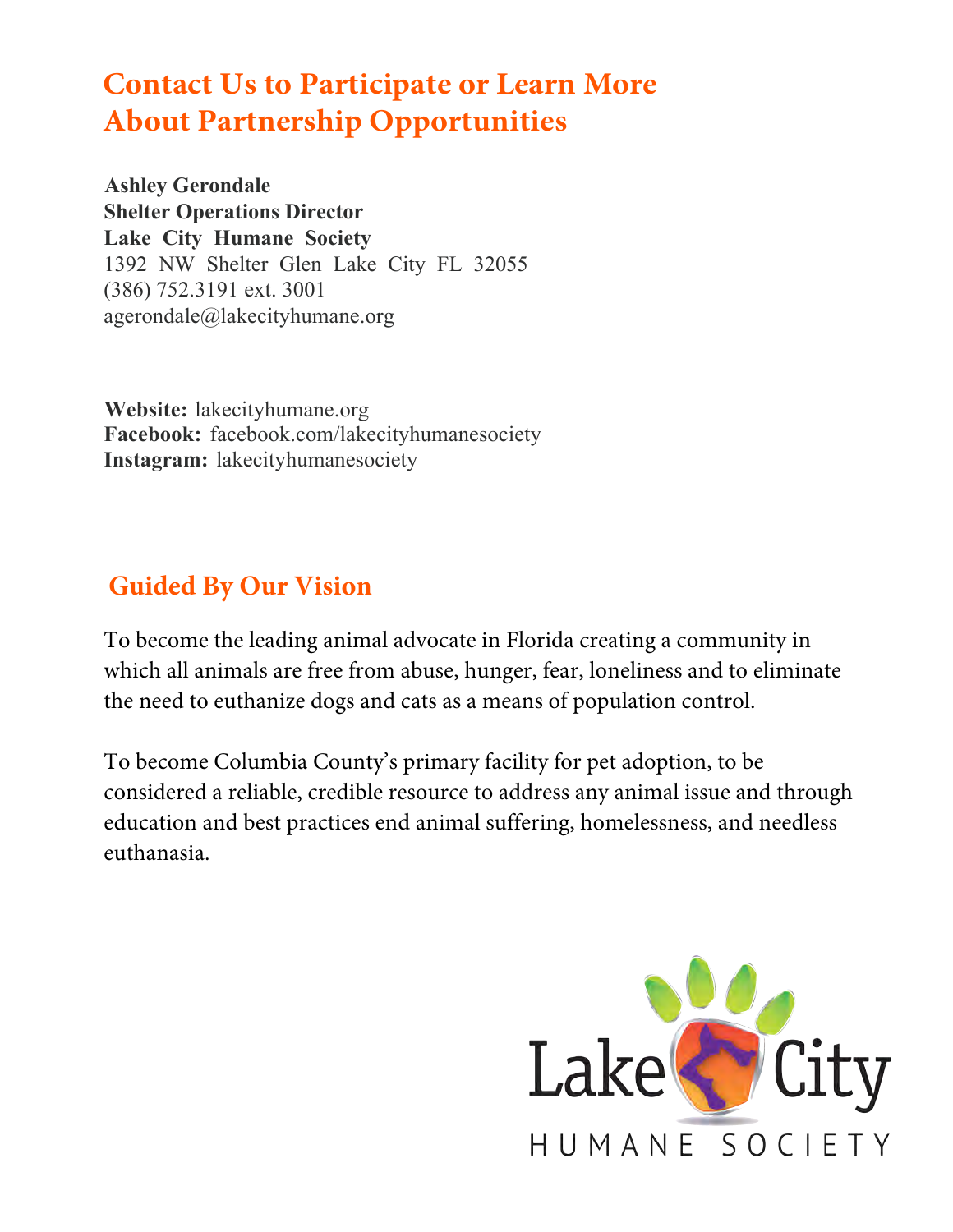## Contact Us to Participate or Learn More About Partnership Opportunities

**Ashley Gerondale**
**Shelter Operations Director**
**Lake City Humane Society**
1392 NW Shelter Glen Lake City FL 32055
(386) 752.3191 ext. 3001
agerondale@lakecityhumane.org

**Website:** lakecityhumane.org
**Facebook:** facebook.com/lakecityhumanesociety
**Instagram:** lakecityhumanesociety

## Guided By Our Vision

To become the leading animal advocate in Florida creating a community in which all animals are free from abuse, hunger, fear, loneliness and to eliminate the need to euthanize dogs and cats as a means of population control.

To become Columbia County's primary facility for pet adoption, to be considered a reliable, credible resource to address any animal issue and through education and best practices end animal suffering, homelessness, and needless euthanasia.

Lake City
HUMANE SOCIETY